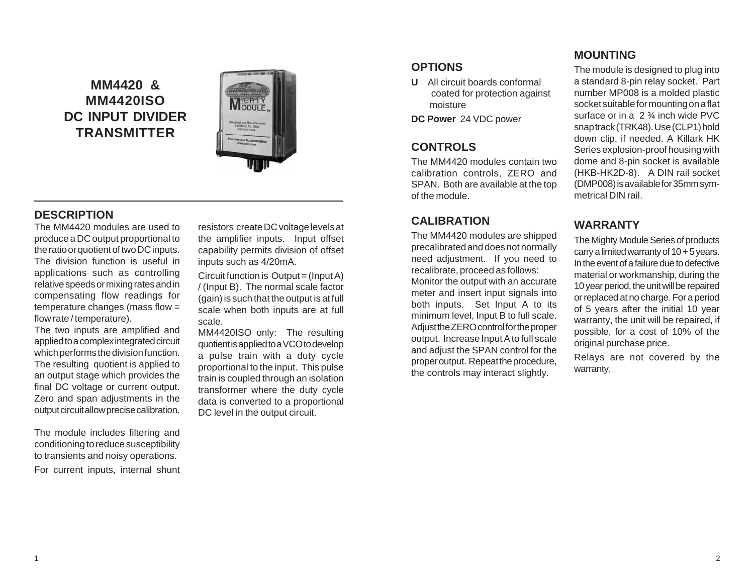# MM4420 & MM4420ISO DC INPUT DIVIDER TRANSMITTER

## DESCRIPTION

The MM4420 modules are used to produce a DC output proportional to the ratio or quotient of two DC inputs. The division function is useful in applications such as controlling relative speeds or mixing rates and in compensating flow readings for temperature changes (mass flow = flow rate / temperature).

The two inputs are amplified and applied to a complex integrated circuit which performs the division function. The resulting quotient is applied to an output stage which provides the final DC voltage or current output. Zero and span adjustments in the output circuit allow precise calibration.

The module includes filtering and conditioning to reduce susceptibility to transients and noisy operations.

For current inputs, internal shunt resistors create DC voltage levels at the amplifier inputs. Input offset capability permits division of offset inputs such as 4/20mA.

Circuit function is Output = (Input A) / (Input B). The normal scale factor (gain) is such that the output is at full scale when both inputs are at full scale.

MM4420ISO only: The resulting quotient is applied to a VCO to develop a pulse train with a duty cycle proportional to the input. This pulse train is coupled through an isolation transformer where the duty cycle data is converted to a proportional DC level in the output circuit.

## OPTIONS

**U** All circuit boards conformal coated for protection against moisture

**DC Power** 24 VDC power

## CONTROLS

The MM4420 modules contain two calibration controls, ZERO and SPAN. Both are available at the top of the module.

## CALIBRATION

The MM4420 modules are shipped precalibrated and does not normally need adjustment. If you need to recalibrate, proceed as follows:

Monitor the output with an accurate meter and insert input signals into both inputs. Set Input A to its minimum level, Input B to full scale. Adjust the ZERO control for the proper output. Increase Input A to full scale and adjust the SPAN control for the proper output. Repeat the procedure, the controls may interact slightly.

## MOUNTING

The module is designed to plug into a standard 8-pin relay socket. Part number MP008 is a molded plastic socket suitable for mounting on a flat surface or in a 2 ¾ inch wide PVC snap track (TRK48). Use (CLP1) hold down clip, if needed. A Killark HK Series explosion-proof housing with dome and 8-pin socket is available (HKB-HK2D-8). A DIN rail socket (DMP008) is available for 35mm symmetrical DIN rail.

## WARRANTY

The Mighty Module Series of products carry a limited warranty of 10 + 5 years. In the event of a failure due to defective material or workmanship, during the 10 year period, the unit will be repaired or replaced at no charge. For a period of 5 years after the initial 10 year warranty, the unit will be repaired, if possible, for a cost of 10% of the original purchase price.

Relays are not covered by the warranty.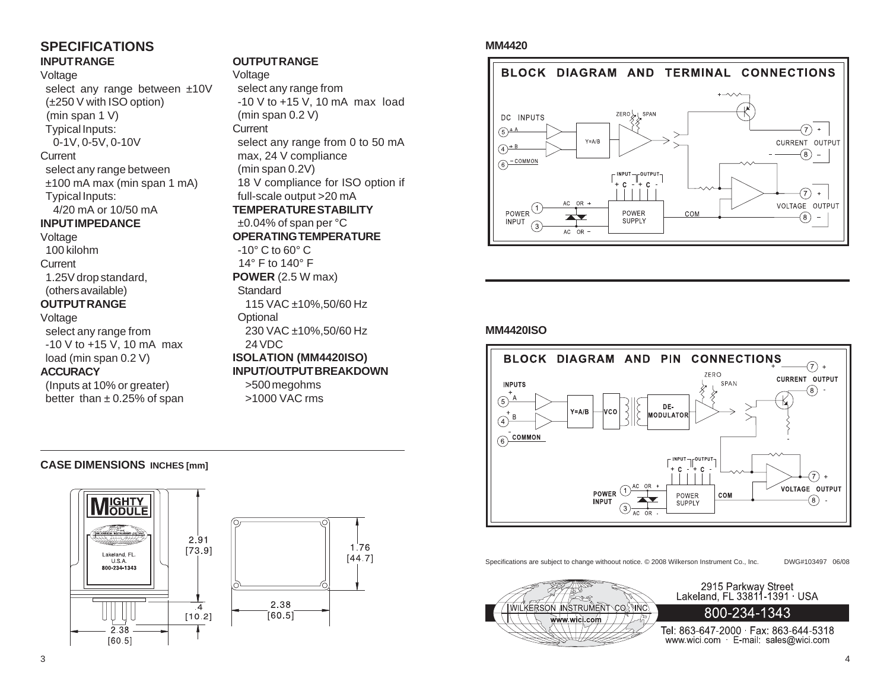## SPECIFICATIONS

**INPUT RANGE**

Voltage
- select any range between ±10V (±250 V with ISO option) (min span 1 V)
- Typical Inputs: 0-1V, 0-5V, 0-10V

Current
- select any range between ±100 mA max (min span 1 mA)
- Typical Inputs: 4/20 mA or 10/50 mA

**INPUT IMPEDANCE**

Voltage
- 100 kilohm

Current
- 1.25V drop standard, (others available)

**OUTPUT RANGE**

Voltage
- select any range from -10 V to +15 V, 10 mA max load (min span 0.2 V)

**ACCURACY**

(Inputs at 10% or greater) better than ± 0.25% of span

**OUTPUT RANGE**

Voltage
- select any range from -10 V to +15 V, 10 mA max load (min span 0.2 V)

Current
- select any range from 0 to 50 mA max, 24 V compliance (min span 0.2V)
- 18 V compliance for ISO option if full-scale output >20 mA

**TEMPERATURE STABILITY**

±0.04% of span per °C

**OPERATING TEMPERATURE**

-10° C to 60° C
14° F to 140° F

**POWER** (2.5 W max)

Standard
- 115 VAC ±10%,50/60 Hz

Optional
- 230 VAC ±10%,50/60 Hz
- 24 VDC

**ISOLATION (MM4420ISO) INPUT/OUTPUT BREAKDOWN**

>500 megohms
>1000 VAC rms

## CASE DIMENSIONS INCHES [mm]

MIGHTY MODULE
WILKERSON INSTRUMENT CO., INC.
Lakeland, FL.
U.S.A.
800-234-1343

2.91 [73.9]
.4 [10.2]
2.38 [60.5]
1.76 [44.7]
2.38 [60.5]

## MM4420

BLOCK DIAGRAM AND TERMINAL CONNECTIONS

DC INPUTS
5 + A
4 + B
6 – COMMON
Y=A/B
ZERO
SPAN
INPUT OUTPUT
+ C - + C -
7 +
CURRENT OUTPUT
8 –
7 +
VOLTAGE OUTPUT
8 –
POWER INPUT
1 AC OR +
3 AC OR –
POWER SUPPLY
COM

## MM4420ISO

BLOCK DIAGRAM AND PIN CONNECTIONS

INPUTS
5 + A
4 + B
6 - COMMON
Y=A/B
VCO
DE-MODULATOR
ZERO
SPAN
7 +
CURRENT OUTPUT
8 -
INPUT OUTPUT
+ C - + C -
7 +
VOLTAGE OUTPUT
8 -
POWER INPUT
1 AC OR +
3 AC OR -
POWER SUPPLY
COM

Specifications are subject to change withoout notice. © 2008 Wilkerson Instrument Co., Inc. DWG#103497 06/08

WILKERSON INSTRUMENT CO., INC.
www.wici.com
2915 Parkway Street
Lakeland, FL 33811-1391 · USA
800-234-1343
Tel: 863-647-2000 · Fax: 863-644-5318
www.wici.com · E-mail: sales@wici.com